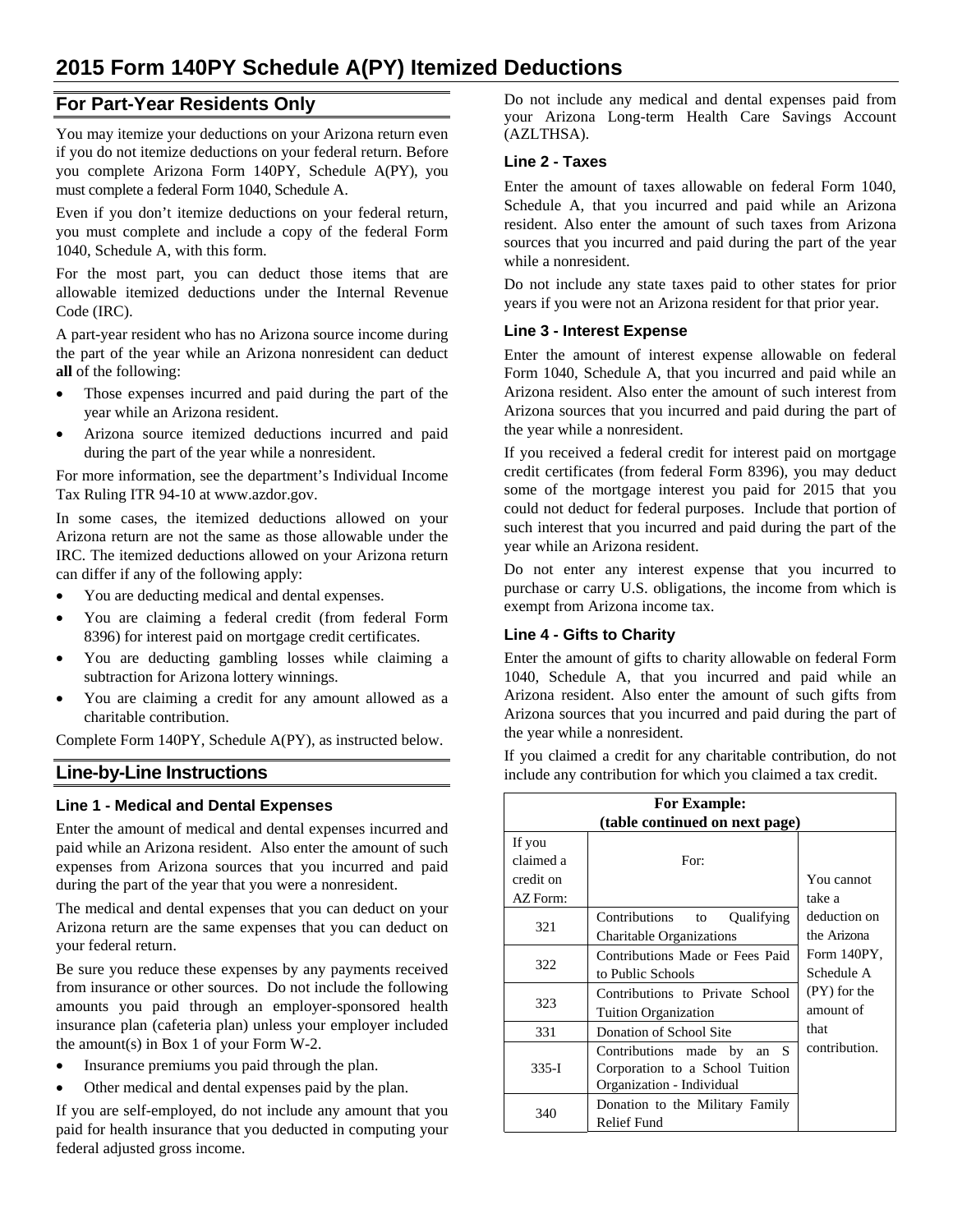# 2015 Form 140PY Schedule A(PY) Itemized Deductions

## For Part-Year Residents Only

You may itemize your deductions on your Arizona return even if you do not itemize deductions on your federal return. Before you complete Arizona Form 140PY, Schedule A(PY), you must complete a federal Form 1040, Schedule A.

Even if you don't itemize deductions on your federal return, you must complete and include a copy of the federal Form 1040, Schedule A, with this form.

For the most part, you can deduct those items that are allowable itemized deductions under the Internal Revenue Code (IRC).

A part-year resident who has no Arizona source income during the part of the year while an Arizona nonresident can deduct **all** of the following:

- Those expenses incurred and paid during the part of the year while an Arizona resident.
- Arizona source itemized deductions incurred and paid during the part of the year while a nonresident.

For more information, see the department's Individual Income Tax Ruling ITR 94-10 at www.azdor.gov.

In some cases, the itemized deductions allowed on your Arizona return are not the same as those allowable under the IRC. The itemized deductions allowed on your Arizona return can differ if any of the following apply:

- You are deducting medical and dental expenses.
- You are claiming a federal credit (from federal Form 8396) for interest paid on mortgage credit certificates.
- You are deducting gambling losses while claiming a subtraction for Arizona lottery winnings.
- You are claiming a credit for any amount allowed as a charitable contribution.

Complete Form 140PY, Schedule A(PY), as instructed below.

## Line-by-Line Instructions

### Line 1 - Medical and Dental Expenses

Enter the amount of medical and dental expenses incurred and paid while an Arizona resident. Also enter the amount of such expenses from Arizona sources that you incurred and paid during the part of the year that you were a nonresident.

The medical and dental expenses that you can deduct on your Arizona return are the same expenses that you can deduct on your federal return.

Be sure you reduce these expenses by any payments received from insurance or other sources. Do not include the following amounts you paid through an employer-sponsored health insurance plan (cafeteria plan) unless your employer included the amount(s) in Box 1 of your Form W-2.

- Insurance premiums you paid through the plan.
- Other medical and dental expenses paid by the plan.

If you are self-employed, do not include any amount that you paid for health insurance that you deducted in computing your federal adjusted gross income.

Do not include any medical and dental expenses paid from your Arizona Long-term Health Care Savings Account (AZLTHSA).

### Line 2 - Taxes

Enter the amount of taxes allowable on federal Form 1040, Schedule A, that you incurred and paid while an Arizona resident. Also enter the amount of such taxes from Arizona sources that you incurred and paid during the part of the year while a nonresident.

Do not include any state taxes paid to other states for prior years if you were not an Arizona resident for that prior year.

### Line 3 - Interest Expense

Enter the amount of interest expense allowable on federal Form 1040, Schedule A, that you incurred and paid while an Arizona resident. Also enter the amount of such interest from Arizona sources that you incurred and paid during the part of the year while a nonresident.

If you received a federal credit for interest paid on mortgage credit certificates (from federal Form 8396), you may deduct some of the mortgage interest you paid for 2015 that you could not deduct for federal purposes. Include that portion of such interest that you incurred and paid during the part of the year while an Arizona resident.

Do not enter any interest expense that you incurred to purchase or carry U.S. obligations, the income from which is exempt from Arizona income tax.

### Line 4 - Gifts to Charity

Enter the amount of gifts to charity allowable on federal Form 1040, Schedule A, that you incurred and paid while an Arizona resident. Also enter the amount of such gifts from Arizona sources that you incurred and paid during the part of the year while a nonresident.

If you claimed a credit for any charitable contribution, do not include any contribution for which you claimed a tax credit.

| **For Example: (table continued on next page)** | | |
|---|---|---|
| If you claimed a credit on AZ Form: | For: | You cannot take a deduction on the Arizona Form 140PY, Schedule A (PY) for the amount of that contribution. |
| 321 | Contributions to Qualifying Charitable Organizations | |
| 322 | Contributions Made or Fees Paid to Public Schools | |
| 323 | Contributions to Private School Tuition Organization | |
| 331 | Donation of School Site | |
| 335-I | Contributions made by an S Corporation to a School Tuition Organization - Individual | |
| 340 | Donation to the Military Family Relief Fund | |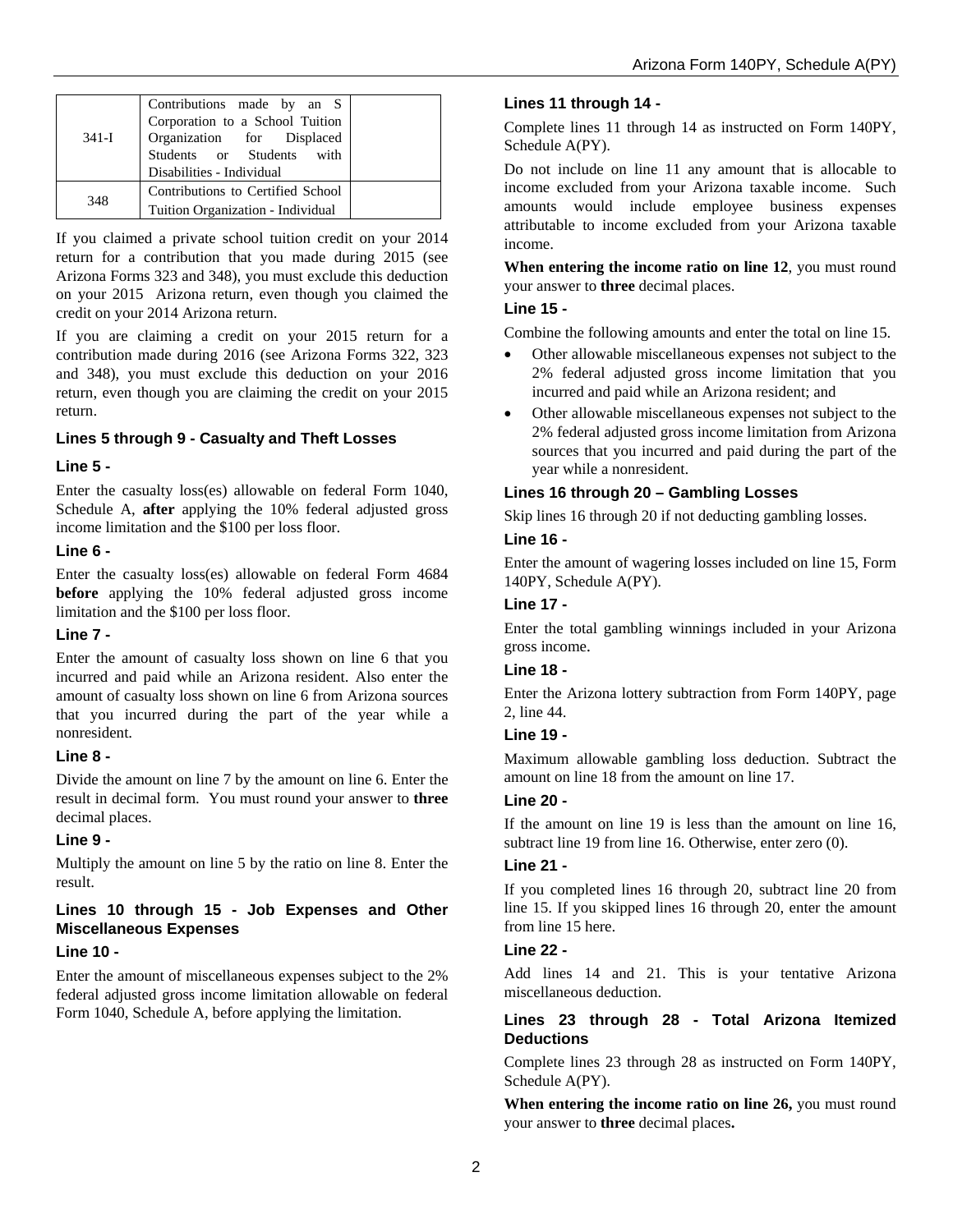| | | |
|---|---|---|
| 341-I | Contributions made by an S Corporation to a School Tuition Organization for Displaced Students or Students with Disabilities - Individual | |
| 348 | Contributions to Certified School Tuition Organization - Individual | |

If you claimed a private school tuition credit on your 2014 return for a contribution that you made during 2015 (see Arizona Forms 323 and 348), you must exclude this deduction on your 2015 Arizona return, even though you claimed the credit on your 2014 Arizona return.

If you are claiming a credit on your 2015 return for a contribution made during 2016 (see Arizona Forms 322, 323 and 348), you must exclude this deduction on your 2016 return, even though you are claiming the credit on your 2015 return.

### Lines 5 through 9 - Casualty and Theft Losses

### Line 5 -

Enter the casualty loss(es) allowable on federal Form 1040, Schedule A, **after** applying the 10% federal adjusted gross income limitation and the $100 per loss floor.

### Line 6 -

Enter the casualty loss(es) allowable on federal Form 4684 **before** applying the 10% federal adjusted gross income limitation and the $100 per loss floor.

### Line 7 -

Enter the amount of casualty loss shown on line 6 that you incurred and paid while an Arizona resident. Also enter the amount of casualty loss shown on line 6 from Arizona sources that you incurred during the part of the year while a nonresident.

### Line 8 -

Divide the amount on line 7 by the amount on line 6. Enter the result in decimal form. You must round your answer to **three** decimal places.

### Line 9 -

Multiply the amount on line 5 by the ratio on line 8. Enter the result.

### Lines 10 through 15 - Job Expenses and Other Miscellaneous Expenses

### Line 10 -

Enter the amount of miscellaneous expenses subject to the 2% federal adjusted gross income limitation allowable on federal Form 1040, Schedule A, before applying the limitation.

### Lines 11 through 14 -

Complete lines 11 through 14 as instructed on Form 140PY, Schedule A(PY).

Do not include on line 11 any amount that is allocable to income excluded from your Arizona taxable income. Such amounts would include employee business expenses attributable to income excluded from your Arizona taxable income.

**When entering the income ratio on line 12**, you must round your answer to **three** decimal places.

### Line 15 -

Combine the following amounts and enter the total on line 15.

- Other allowable miscellaneous expenses not subject to the 2% federal adjusted gross income limitation that you incurred and paid while an Arizona resident; and
- Other allowable miscellaneous expenses not subject to the 2% federal adjusted gross income limitation from Arizona sources that you incurred and paid during the part of the year while a nonresident.

### Lines 16 through 20 – Gambling Losses

Skip lines 16 through 20 if not deducting gambling losses.

### Line 16 -

Enter the amount of wagering losses included on line 15, Form 140PY, Schedule A(PY).

### Line 17 -

Enter the total gambling winnings included in your Arizona gross income.

### Line 18 -

Enter the Arizona lottery subtraction from Form 140PY, page 2, line 44.

### Line 19 -

Maximum allowable gambling loss deduction. Subtract the amount on line 18 from the amount on line 17.

### Line 20 -

If the amount on line 19 is less than the amount on line 16, subtract line 19 from line 16. Otherwise, enter zero (0).

### Line 21 -

If you completed lines 16 through 20, subtract line 20 from line 15. If you skipped lines 16 through 20, enter the amount from line 15 here.

### Line 22 -

Add lines 14 and 21. This is your tentative Arizona miscellaneous deduction.

### Lines 23 through 28 - Total Arizona Itemized Deductions

Complete lines 23 through 28 as instructed on Form 140PY, Schedule A(PY).

**When entering the income ratio on line 26,** you must round your answer to **three** decimal places**.**